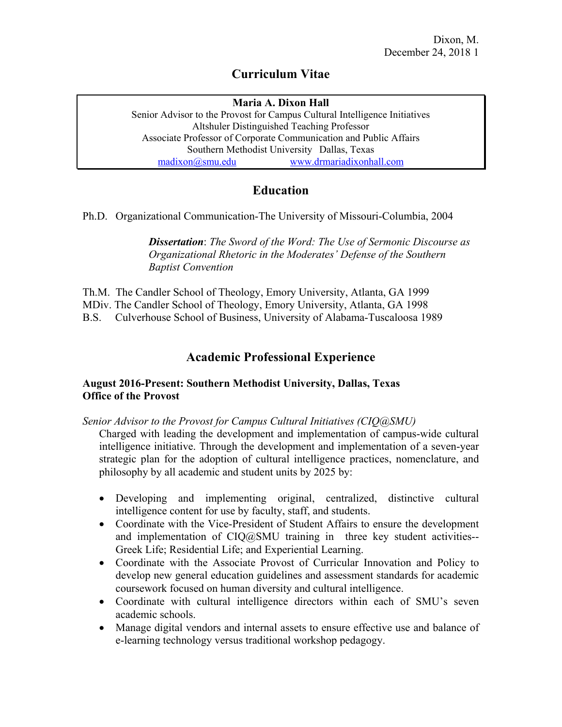# Curriculum Vitae

**Maria A. Dixon Hall**
Senior Advisor to the Provost for Campus Cultural Intelligence Initiatives
Altshuler Distinguished Teaching Professor
Associate Professor of Corporate Communication and Public Affairs
Southern Methodist University Dallas, Texas
madixon@smu.edu www.drmariadixonhall.com

## Education

Ph.D. Organizational Communication-The University of Missouri-Columbia, 2004

> ***Dissertation***: *The Sword of the Word: The Use of Sermonic Discourse as Organizational Rhetoric in the Moderates' Defense of the Southern Baptist Convention*

Th.M. The Candler School of Theology, Emory University, Atlanta, GA 1999
MDiv. The Candler School of Theology, Emory University, Atlanta, GA 1998
B.S. Culverhouse School of Business, University of Alabama-Tuscaloosa 1989

## Academic Professional Experience

**August 2016-Present: Southern Methodist University, Dallas, Texas**
**Office of the Provost**

*Senior Advisor to the Provost for Campus Cultural Initiatives (CIQ@SMU)*

Charged with leading the development and implementation of campus-wide cultural intelligence initiative. Through the development and implementation of a seven-year strategic plan for the adoption of cultural intelligence practices, nomenclature, and philosophy by all academic and student units by 2025 by:

- Developing and implementing original, centralized, distinctive cultural intelligence content for use by faculty, staff, and students.
- Coordinate with the Vice-President of Student Affairs to ensure the development and implementation of CIQ@SMU training in three key student activities--Greek Life; Residential Life; and Experiential Learning.
- Coordinate with the Associate Provost of Curricular Innovation and Policy to develop new general education guidelines and assessment standards for academic coursework focused on human diversity and cultural intelligence.
- Coordinate with cultural intelligence directors within each of SMU's seven academic schools.
- Manage digital vendors and internal assets to ensure effective use and balance of e-learning technology versus traditional workshop pedagogy.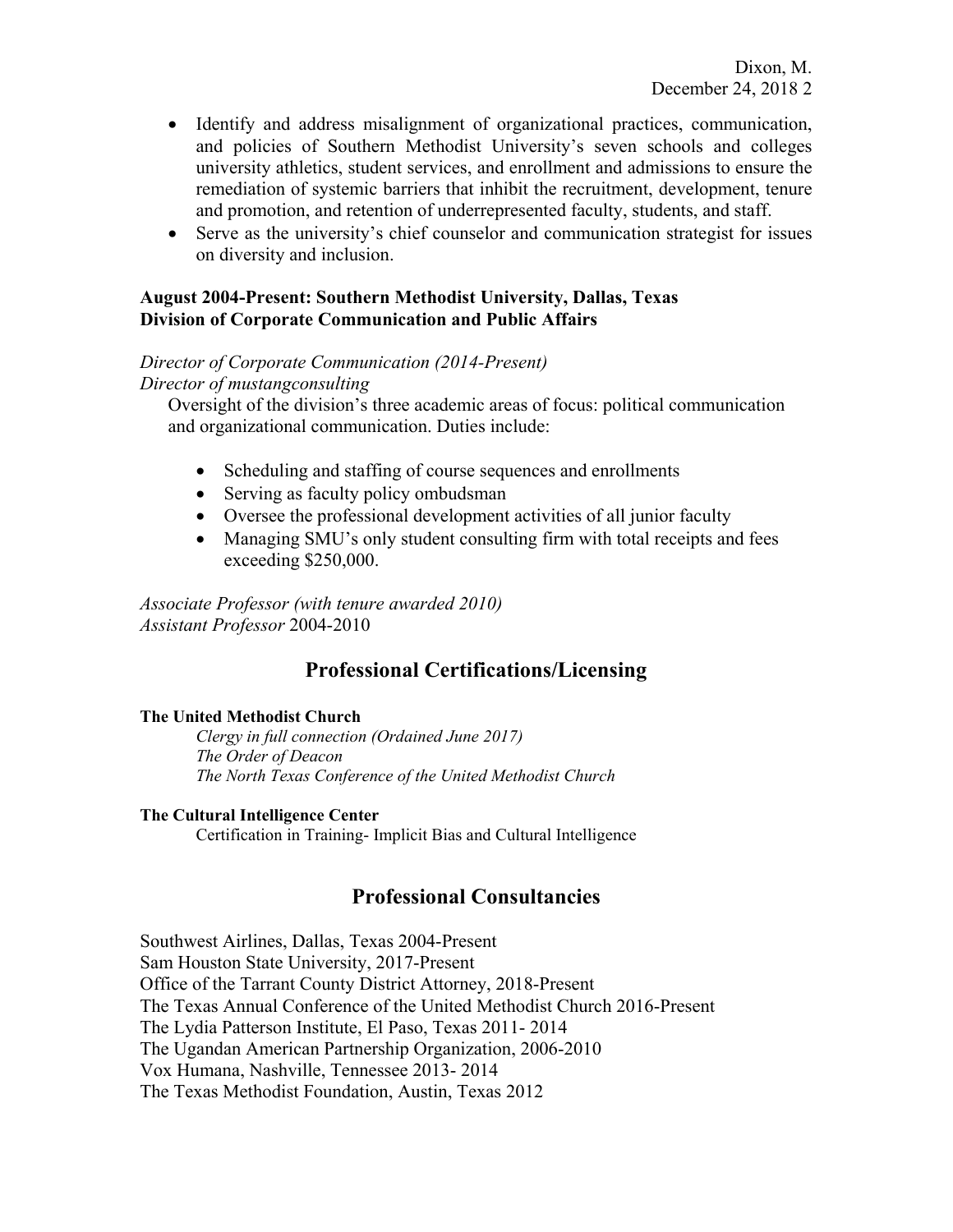- Identify and address misalignment of organizational practices, communication, and policies of Southern Methodist University's seven schools and colleges university athletics, student services, and enrollment and admissions to ensure the remediation of systemic barriers that inhibit the recruitment, development, tenure and promotion, and retention of underrepresented faculty, students, and staff.
- Serve as the university's chief counselor and communication strategist for issues on diversity and inclusion.

**August 2004-Present: Southern Methodist University, Dallas, Texas**
**Division of Corporate Communication and Public Affairs**

*Director of Corporate Communication (2014-Present)*
*Director of mustangconsulting*

Oversight of the division's three academic areas of focus: political communication and organizational communication. Duties include:

- Scheduling and staffing of course sequences and enrollments
- Serving as faculty policy ombudsman
- Oversee the professional development activities of all junior faculty
- Managing SMU's only student consulting firm with total receipts and fees exceeding $250,000.

*Associate Professor (with tenure awarded 2010)*
*Assistant Professor* 2004-2010

## Professional Certifications/Licensing

**The United Methodist Church**

*Clergy in full connection (Ordained June 2017)*
*The Order of Deacon*
*The North Texas Conference of the United Methodist Church*

**The Cultural Intelligence Center**

Certification in Training- Implicit Bias and Cultural Intelligence

## Professional Consultancies

Southwest Airlines, Dallas, Texas 2004-Present
Sam Houston State University, 2017-Present
Office of the Tarrant County District Attorney, 2018-Present
The Texas Annual Conference of the United Methodist Church 2016-Present
The Lydia Patterson Institute, El Paso, Texas 2011- 2014
The Ugandan American Partnership Organization, 2006-2010
Vox Humana, Nashville, Tennessee 2013- 2014
The Texas Methodist Foundation, Austin, Texas 2012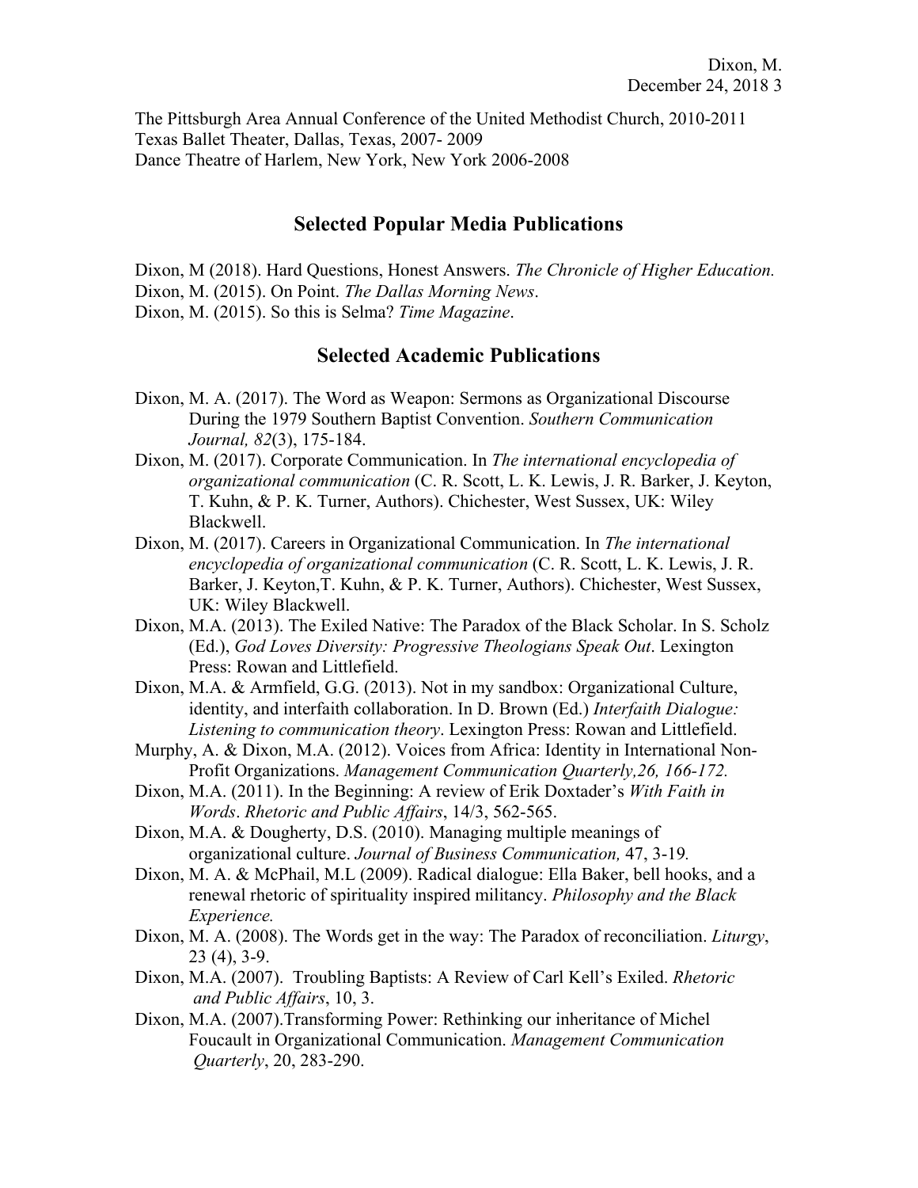The Pittsburgh Area Annual Conference of the United Methodist Church, 2010-2011
Texas Ballet Theater, Dallas, Texas, 2007- 2009
Dance Theatre of Harlem, New York, New York 2006-2008

## Selected Popular Media Publications

Dixon, M (2018). Hard Questions, Honest Answers. *The Chronicle of Higher Education.*
Dixon, M. (2015). On Point. *The Dallas Morning News*.
Dixon, M. (2015). So this is Selma? *Time Magazine*.

## Selected Academic Publications

Dixon, M. A. (2017). The Word as Weapon: Sermons as Organizational Discourse During the 1979 Southern Baptist Convention. *Southern Communication Journal, 82*(3), 175-184.

Dixon, M. (2017). Corporate Communication. In *The international encyclopedia of organizational communication* (C. R. Scott, L. K. Lewis, J. R. Barker, J. Keyton, T. Kuhn, & P. K. Turner, Authors). Chichester, West Sussex, UK: Wiley Blackwell.

Dixon, M. (2017). Careers in Organizational Communication. In *The international encyclopedia of organizational communication* (C. R. Scott, L. K. Lewis, J. R. Barker, J. Keyton,T. Kuhn, & P. K. Turner, Authors). Chichester, West Sussex, UK: Wiley Blackwell.

Dixon, M.A. (2013). The Exiled Native: The Paradox of the Black Scholar. In S. Scholz (Ed.), *God Loves Diversity: Progressive Theologians Speak Out*. Lexington Press: Rowan and Littlefield.

Dixon, M.A. & Armfield, G.G. (2013). Not in my sandbox: Organizational Culture, identity, and interfaith collaboration. In D. Brown (Ed.) *Interfaith Dialogue: Listening to communication theory*. Lexington Press: Rowan and Littlefield.

Murphy, A. & Dixon, M.A. (2012). Voices from Africa: Identity in International Non-Profit Organizations. *Management Communication Quarterly,26, 166-172.*

Dixon, M.A. (2011). In the Beginning: A review of Erik Doxtader's *With Faith in Words*. *Rhetoric and Public Affairs*, 14/3, 562-565.

Dixon, M.A. & Dougherty, D.S. (2010). Managing multiple meanings of organizational culture. *Journal of Business Communication,* 47, 3-19*.*

Dixon, M. A. & McPhail, M.L (2009). Radical dialogue: Ella Baker, bell hooks, and a renewal rhetoric of spirituality inspired militancy. *Philosophy and the Black Experience.*

Dixon, M. A. (2008). The Words get in the way: The Paradox of reconciliation. *Liturgy*, 23 (4), 3-9.

Dixon, M.A. (2007). Troubling Baptists: A Review of Carl Kell's Exiled. *Rhetoric and Public Affairs*, 10, 3.

Dixon, M.A. (2007).Transforming Power: Rethinking our inheritance of Michel Foucault in Organizational Communication. *Management Communication Quarterly*, 20, 283-290.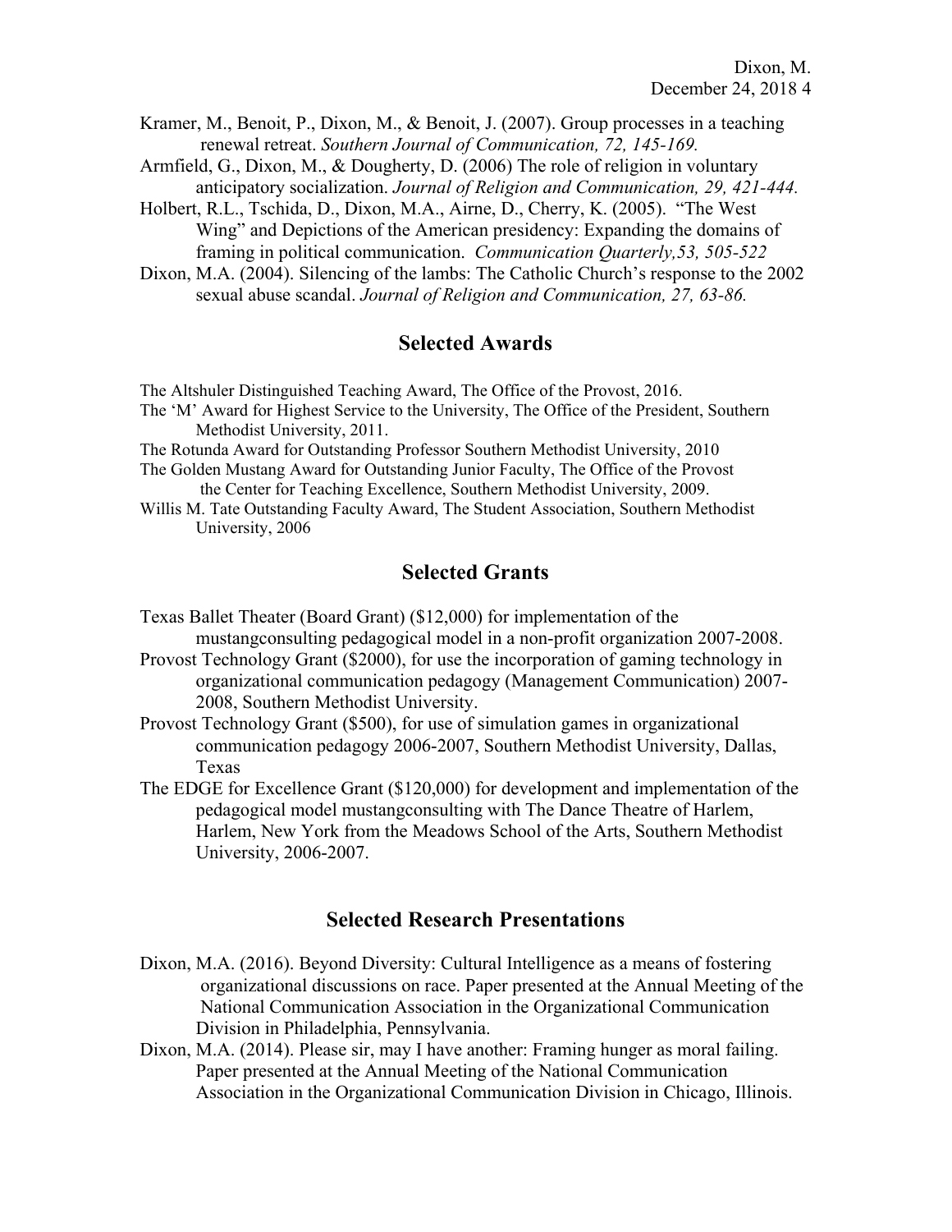Kramer, M., Benoit, P., Dixon, M., & Benoit, J. (2007). Group processes in a teaching renewal retreat. *Southern Journal of Communication, 72, 145-169.*

Armfield, G., Dixon, M., & Dougherty, D. (2006) The role of religion in voluntary anticipatory socialization. *Journal of Religion and Communication, 29, 421-444.*

Holbert, R.L., Tschida, D., Dixon, M.A., Airne, D., Cherry, K. (2005). "The West Wing" and Depictions of the American presidency: Expanding the domains of framing in political communication. *Communication Quarterly,53, 505-522*

Dixon, M.A. (2004). Silencing of the lambs: The Catholic Church's response to the 2002 sexual abuse scandal. *Journal of Religion and Communication, 27, 63-86.*

## Selected Awards

The Altshuler Distinguished Teaching Award, The Office of the Provost, 2016.

The 'M' Award for Highest Service to the University, The Office of the President, Southern Methodist University, 2011.

The Rotunda Award for Outstanding Professor Southern Methodist University, 2010

The Golden Mustang Award for Outstanding Junior Faculty, The Office of the Provost the Center for Teaching Excellence, Southern Methodist University, 2009.

Willis M. Tate Outstanding Faculty Award, The Student Association, Southern Methodist University, 2006

## Selected Grants

Texas Ballet Theater (Board Grant) ($12,000) for implementation of the mustangconsulting pedagogical model in a non-profit organization 2007-2008.

Provost Technology Grant ($2000), for use the incorporation of gaming technology in organizational communication pedagogy (Management Communication) 2007-2008, Southern Methodist University.

Provost Technology Grant ($500), for use of simulation games in organizational communication pedagogy 2006-2007, Southern Methodist University, Dallas, Texas

The EDGE for Excellence Grant ($120,000) for development and implementation of the pedagogical model mustangconsulting with The Dance Theatre of Harlem, Harlem, New York from the Meadows School of the Arts, Southern Methodist University, 2006-2007.

## Selected Research Presentations

Dixon, M.A. (2016). Beyond Diversity: Cultural Intelligence as a means of fostering organizational discussions on race. Paper presented at the Annual Meeting of the National Communication Association in the Organizational Communication Division in Philadelphia, Pennsylvania.

Dixon, M.A. (2014). Please sir, may I have another: Framing hunger as moral failing. Paper presented at the Annual Meeting of the National Communication Association in the Organizational Communication Division in Chicago, Illinois.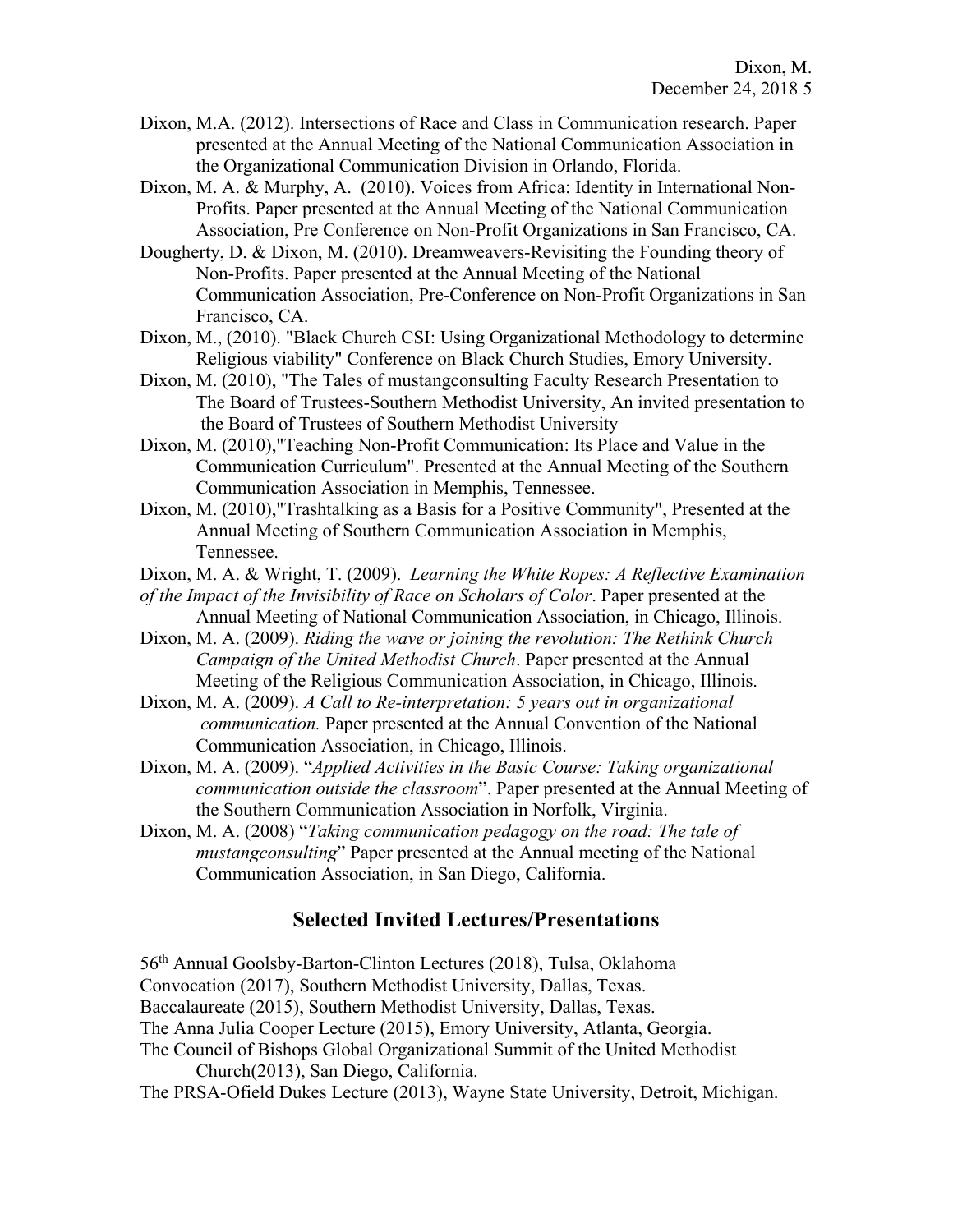Dixon, M.A. (2012). Intersections of Race and Class in Communication research. Paper presented at the Annual Meeting of the National Communication Association in the Organizational Communication Division in Orlando, Florida.

Dixon, M. A. & Murphy, A. (2010). Voices from Africa: Identity in International Non-Profits. Paper presented at the Annual Meeting of the National Communication Association, Pre Conference on Non-Profit Organizations in San Francisco, CA.

Dougherty, D. & Dixon, M. (2010). Dreamweavers-Revisiting the Founding theory of Non-Profits. Paper presented at the Annual Meeting of the National Communication Association, Pre-Conference on Non-Profit Organizations in San Francisco, CA.

Dixon, M., (2010). "Black Church CSI: Using Organizational Methodology to determine Religious viability" Conference on Black Church Studies, Emory University.

Dixon, M. (2010), "The Tales of mustangconsulting Faculty Research Presentation to The Board of Trustees-Southern Methodist University, An invited presentation to the Board of Trustees of Southern Methodist University

Dixon, M. (2010),"Teaching Non-Profit Communication: Its Place and Value in the Communication Curriculum". Presented at the Annual Meeting of the Southern Communication Association in Memphis, Tennessee.

Dixon, M. (2010),"Trashtalking as a Basis for a Positive Community", Presented at the Annual Meeting of Southern Communication Association in Memphis, Tennessee.

Dixon, M. A. & Wright, T. (2009). *Learning the White Ropes: A Reflective Examination of the Impact of the Invisibility of Race on Scholars of Color*. Paper presented at the Annual Meeting of National Communication Association, in Chicago, Illinois.

Dixon, M. A. (2009). *Riding the wave or joining the revolution: The Rethink Church Campaign of the United Methodist Church*. Paper presented at the Annual Meeting of the Religious Communication Association, in Chicago, Illinois.

Dixon, M. A. (2009). *A Call to Re-interpretation: 5 years out in organizational communication.* Paper presented at the Annual Convention of the National Communication Association, in Chicago, Illinois.

Dixon, M. A. (2009). "*Applied Activities in the Basic Course: Taking organizational communication outside the classroom*". Paper presented at the Annual Meeting of the Southern Communication Association in Norfolk, Virginia.

Dixon, M. A. (2008) "*Taking communication pedagogy on the road: The tale of mustangconsulting*" Paper presented at the Annual meeting of the National Communication Association, in San Diego, California.

## Selected Invited Lectures/Presentations

56th Annual Goolsby-Barton-Clinton Lectures (2018), Tulsa, Oklahoma

Convocation (2017), Southern Methodist University, Dallas, Texas.

Baccalaureate (2015), Southern Methodist University, Dallas, Texas.

The Anna Julia Cooper Lecture (2015), Emory University, Atlanta, Georgia.

The Council of Bishops Global Organizational Summit of the United Methodist Church(2013), San Diego, California.

The PRSA-Ofield Dukes Lecture (2013), Wayne State University, Detroit, Michigan.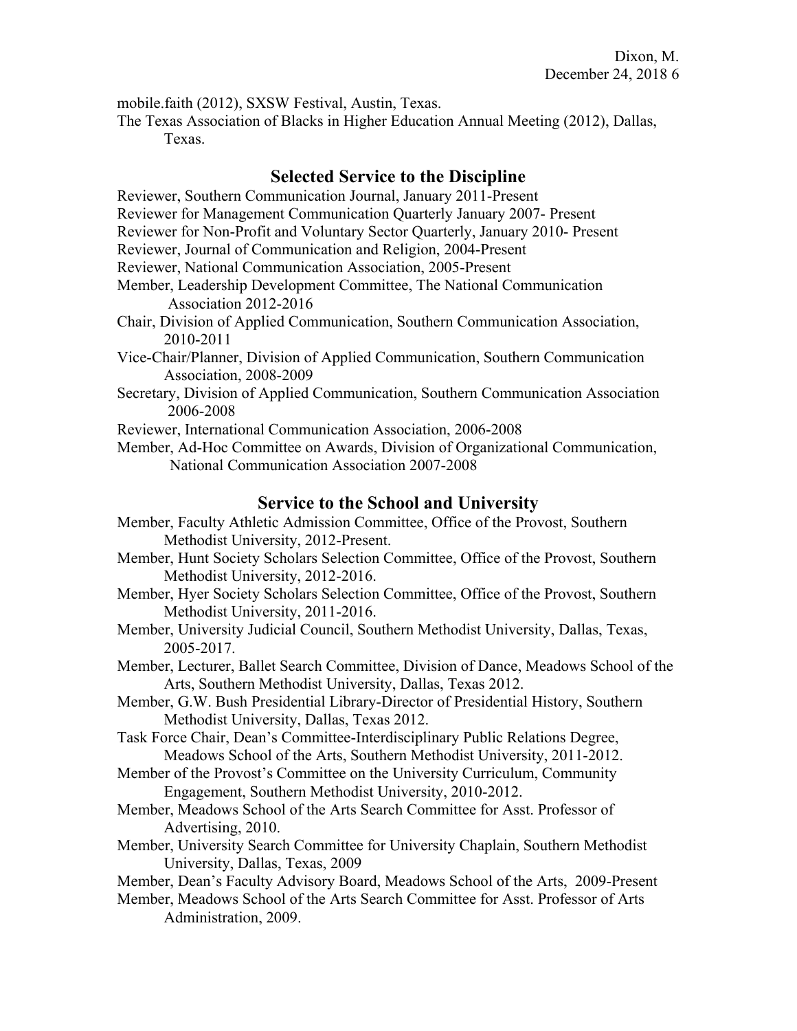mobile.faith (2012), SXSW Festival, Austin, Texas.

The Texas Association of Blacks in Higher Education Annual Meeting (2012), Dallas, Texas.

## Selected Service to the Discipline

Reviewer, Southern Communication Journal, January 2011-Present

Reviewer for Management Communication Quarterly January 2007- Present

Reviewer for Non-Profit and Voluntary Sector Quarterly, January 2010- Present

Reviewer, Journal of Communication and Religion, 2004-Present

Reviewer, National Communication Association, 2005-Present

Member, Leadership Development Committee, The National Communication Association 2012-2016

Chair, Division of Applied Communication, Southern Communication Association, 2010-2011

Vice-Chair/Planner, Division of Applied Communication, Southern Communication Association, 2008-2009

Secretary, Division of Applied Communication, Southern Communication Association 2006-2008

Reviewer, International Communication Association, 2006-2008

Member, Ad-Hoc Committee on Awards, Division of Organizational Communication, National Communication Association 2007-2008

## Service to the School and University

Member, Faculty Athletic Admission Committee, Office of the Provost, Southern Methodist University, 2012-Present.

Member, Hunt Society Scholars Selection Committee, Office of the Provost, Southern Methodist University, 2012-2016.

Member, Hyer Society Scholars Selection Committee, Office of the Provost, Southern Methodist University, 2011-2016.

Member, University Judicial Council, Southern Methodist University, Dallas, Texas, 2005-2017.

Member, Lecturer, Ballet Search Committee, Division of Dance, Meadows School of the Arts, Southern Methodist University, Dallas, Texas 2012.

Member, G.W. Bush Presidential Library-Director of Presidential History, Southern Methodist University, Dallas, Texas 2012.

Task Force Chair, Dean's Committee-Interdisciplinary Public Relations Degree, Meadows School of the Arts, Southern Methodist University, 2011-2012.

Member of the Provost's Committee on the University Curriculum, Community Engagement, Southern Methodist University, 2010-2012.

Member, Meadows School of the Arts Search Committee for Asst. Professor of Advertising, 2010.

Member, University Search Committee for University Chaplain, Southern Methodist University, Dallas, Texas, 2009

Member, Dean's Faculty Advisory Board, Meadows School of the Arts, 2009-Present

Member, Meadows School of the Arts Search Committee for Asst. Professor of Arts Administration, 2009.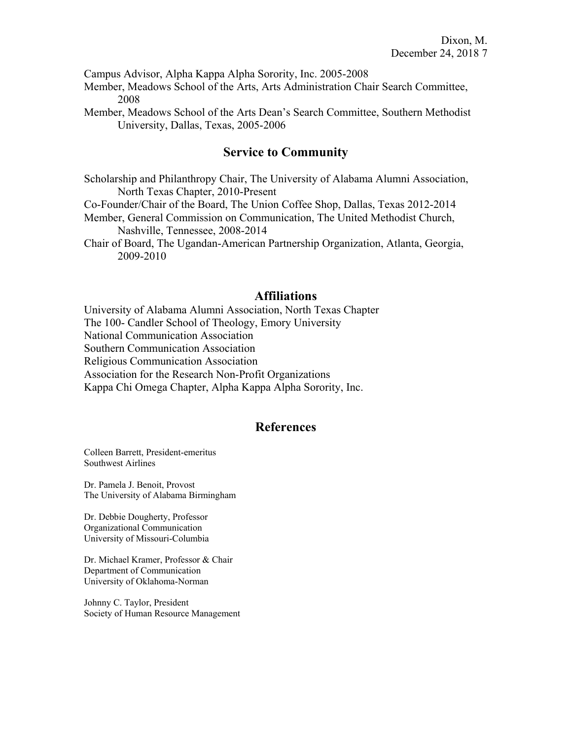Campus Advisor, Alpha Kappa Alpha Sorority, Inc. 2005-2008
Member, Meadows School of the Arts, Arts Administration Chair Search Committee, 2008
Member, Meadows School of the Arts Dean's Search Committee, Southern Methodist University, Dallas, Texas, 2005-2006

## Service to Community

Scholarship and Philanthropy Chair, The University of Alabama Alumni Association, North Texas Chapter, 2010-Present
Co-Founder/Chair of the Board, The Union Coffee Shop, Dallas, Texas 2012-2014
Member, General Commission on Communication, The United Methodist Church, Nashville, Tennessee, 2008-2014
Chair of Board, The Ugandan-American Partnership Organization, Atlanta, Georgia, 2009-2010

## Affiliations

University of Alabama Alumni Association, North Texas Chapter
The 100- Candler School of Theology, Emory University
National Communication Association
Southern Communication Association
Religious Communication Association
Association for the Research Non-Profit Organizations
Kappa Chi Omega Chapter, Alpha Kappa Alpha Sorority, Inc.

## References

Colleen Barrett, President-emeritus
Southwest Airlines

Dr. Pamela J. Benoit, Provost
The University of Alabama Birmingham

Dr. Debbie Dougherty, Professor
Organizational Communication
University of Missouri-Columbia

Dr. Michael Kramer, Professor & Chair
Department of Communication
University of Oklahoma-Norman

Johnny C. Taylor, President
Society of Human Resource Management